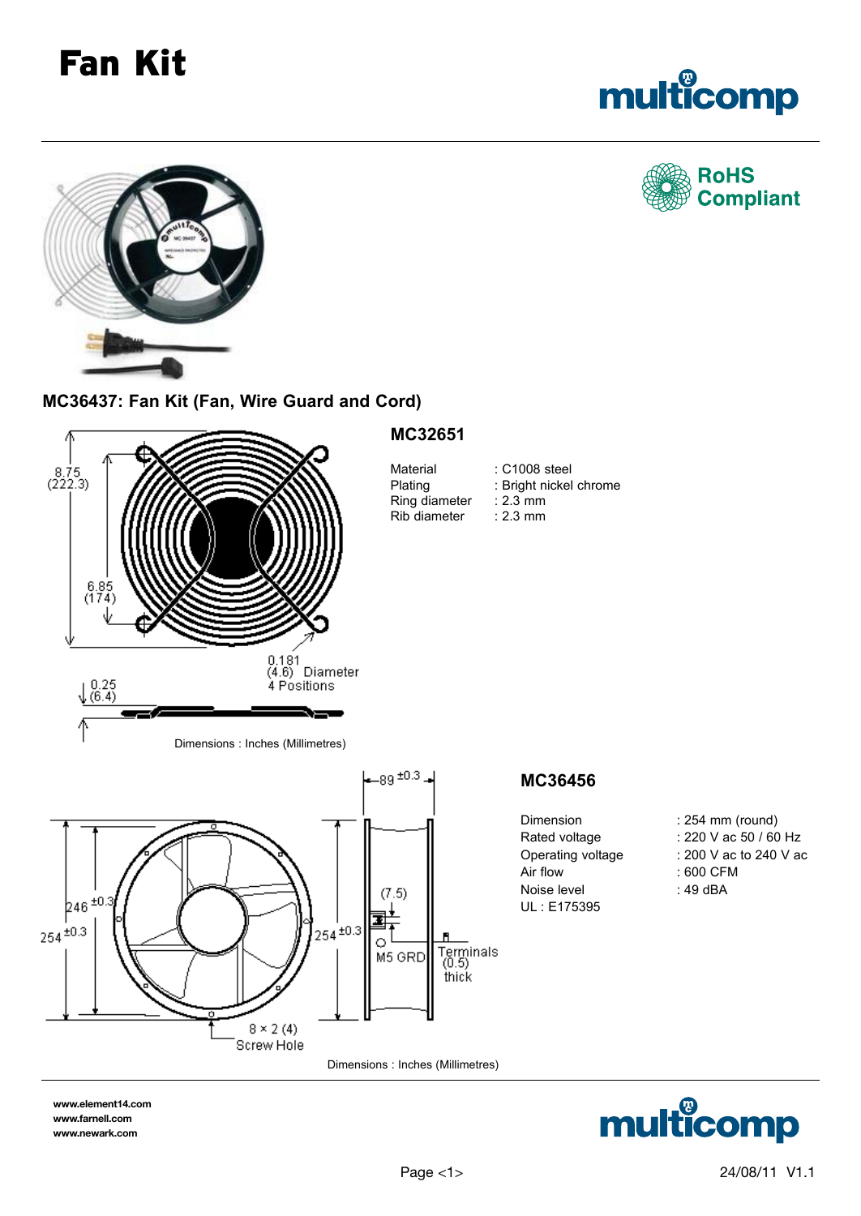# Fan Kit

RoHS Compliant

## MC36437: Fan Kit (Fan, Wire Guard and Cord)

8.75 (222.3)

6.85 (174)

0.181 (4.6) Diameter 4 Positions

0.25 (6.4)

Dimensions : Inches (Millimetres)

### MC32651

| | |
|---|---|
| Material | : C1008 steel |
| Plating | : Bright nickel chrome |
| Ring diameter | : 2.3 mm |
| Rib diameter | : 2.3 mm |

89 ±0.3

246 ±0.3

254 ±0.3

254 ±0.3

(7.5)

M5 GRD

Terminals (0.5) thick

8 × 2 (4) Screw Hole

Dimensions : Inches (Millimetres)

### MC36456

| | |
|---|---|
| Dimension | : 254 mm (round) |
| Rated voltage | : 220 V ac 50 / 60 Hz |
| Operating voltage | : 200 V ac to 240 V ac |
| Air flow | : 600 CFM |
| Noise level | : 49 dBA |

UL : E175395

www.element14.com
www.farnell.com
www.newark.com

24/08/11 V1.1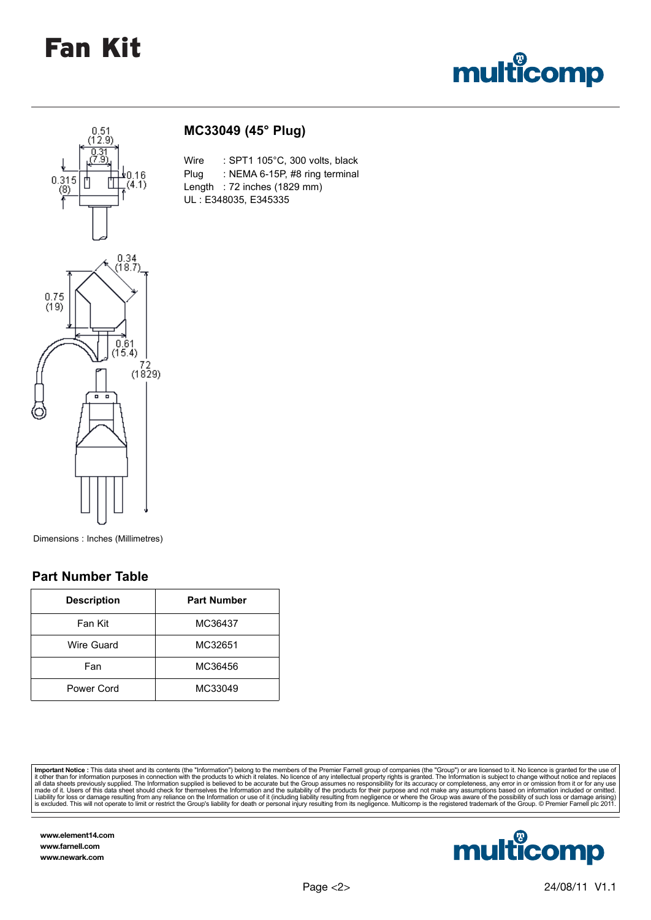# Fan Kit

0.51
(12.9)
0.31
(7.9)
0.315
(8)
0.16
(4.1)
0.34
(18.7)
0.75
(19)
0.61
(15.4)
72
(1829)

Dimensions : Inches (Millimetres)

## MC33049 (45° Plug)

Wire : SPT1 105°C, 300 volts, black
Plug : NEMA 6-15P, #8 ring terminal
Length : 72 inches (1829 mm)
UL : E348035, E345335

## Part Number Table

| Description | Part Number |
|---|---|
| Fan Kit | MC36437 |
| Wire Guard | MC32651 |
| Fan | MC36456 |
| Power Cord | MC33049 |

**Important Notice :** This data sheet and its contents (the "Information") belong to the members of the Premier Farnell group of companies (the "Group") or are licensed to it. No licence is granted for the use of it other than for information purposes in connection with the products to which it relates. No licence of any intellectual property rights is granted. The Information is subject to change without notice and replaces all data sheets previously supplied. The Information supplied is believed to be accurate but the Group assumes no responsibility for its accuracy or completeness, any error in or omission from it or for any use made of it. Users of this data sheet should check for themselves the Information and the suitability of the products for their purpose and not make any assumptions based on information included or omitted. Liability for loss or damage resulting from any reliance on the Information or use of it (including liability resulting from negligence or where the Group was aware of the possibility of such loss or damage arising) is excluded. This will not operate to limit or restrict the Group's liability for death or personal injury resulting from its negligence. Multicomp is the registered trademark of the Group. © Premier Farnell plc 2011.

**www.element14.com**
**www.farnell.com**
**www.newark.com**

24/08/11 V1.1